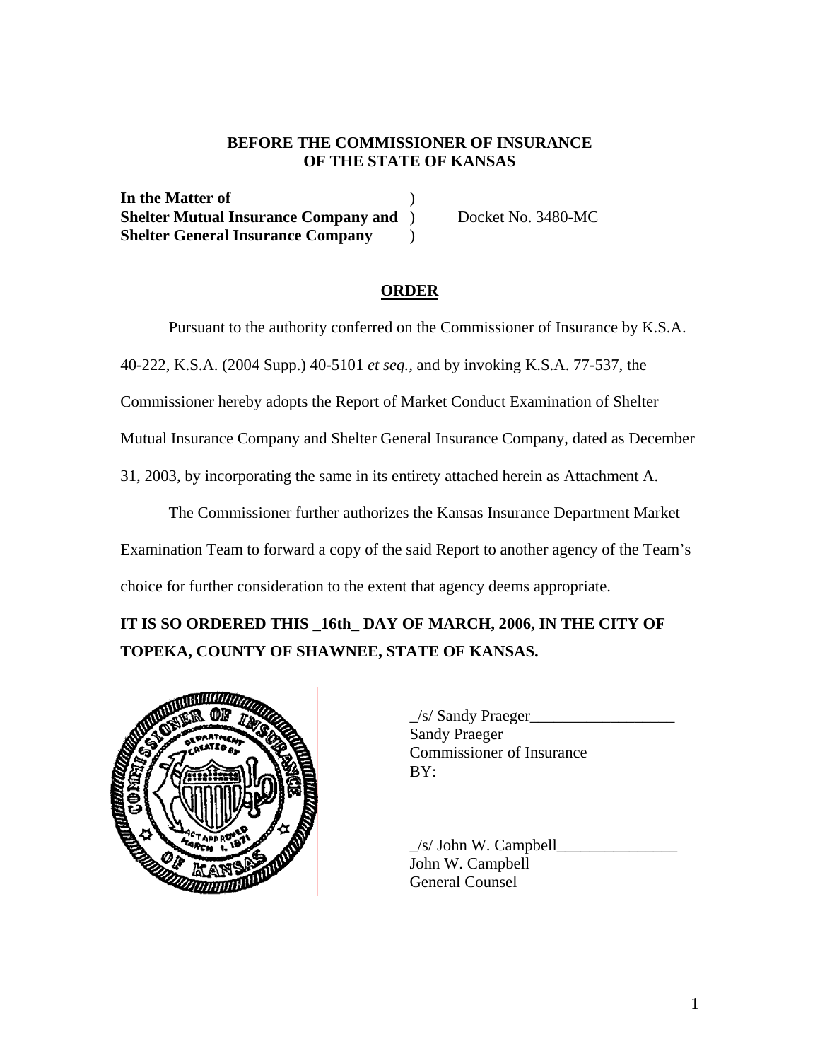**BEFORE THE COMMISSIONER OF INSURANCE**
**OF THE STATE OF KANSAS**

| | | |
|---|---|---|
| **In the Matter of** | ) | |
| **Shelter Mutual Insurance Company and** | ) | Docket No. 3480-MC |
| **Shelter General Insurance Company** | ) | |

## ORDER

Pursuant to the authority conferred on the Commissioner of Insurance by K.S.A. 40-222, K.S.A. (2004 Supp.) 40-5101 *et seq.*, and by invoking K.S.A. 77-537, the Commissioner hereby adopts the Report of Market Conduct Examination of Shelter Mutual Insurance Company and Shelter General Insurance Company, dated as December 31, 2003, by incorporating the same in its entirety attached herein as Attachment A.

The Commissioner further authorizes the Kansas Insurance Department Market Examination Team to forward a copy of the said Report to another agency of the Team's choice for further consideration to the extent that agency deems appropriate.

**IT IS SO ORDERED THIS _16th_ DAY OF MARCH, 2006, IN THE CITY OF TOPEKA, COUNTY OF SHAWNEE, STATE OF KANSAS.**

_/s/ Sandy Praeger__________________
Sandy Praeger
Commissioner of Insurance
BY:

_/s/ John W. Campbell_______________
John W. Campbell
General Counsel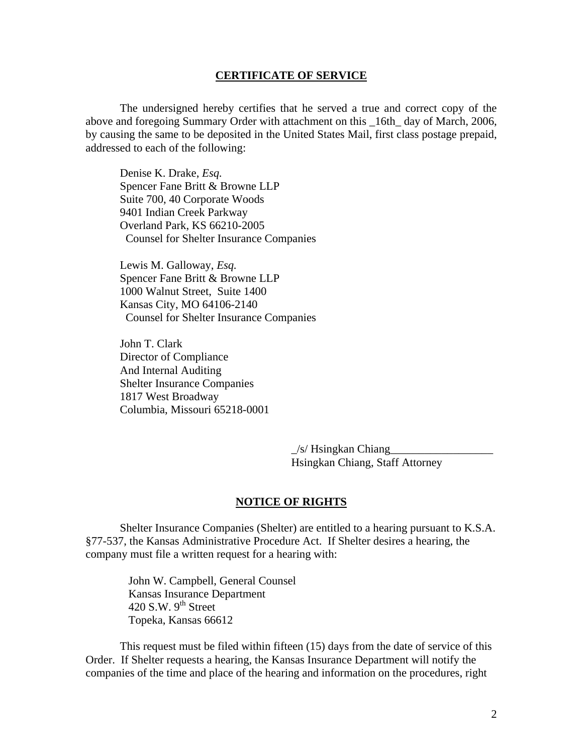## CERTIFICATE OF SERVICE

The undersigned hereby certifies that he served a true and correct copy of the above and foregoing Summary Order with attachment on this _16th_ day of March, 2006, by causing the same to be deposited in the United States Mail, first class postage prepaid, addressed to each of the following:

Denise K. Drake, *Esq.*  
Spencer Fane Britt & Browne LLP  
Suite 700, 40 Corporate Woods  
9401 Indian Creek Parkway  
Overland Park, KS 66210-2005  
Counsel for Shelter Insurance Companies

Lewis M. Galloway, *Esq.*  
Spencer Fane Britt & Browne LLP  
1000 Walnut Street, Suite 1400  
Kansas City, MO 64106-2140  
Counsel for Shelter Insurance Companies

John T. Clark  
Director of Compliance  
And Internal Auditing  
Shelter Insurance Companies  
1817 West Broadway  
Columbia, Missouri 65218-0001

_/s/ Hsingkan Chiang__________________  
Hsingkan Chiang, Staff Attorney

## NOTICE OF RIGHTS

Shelter Insurance Companies (Shelter) are entitled to a hearing pursuant to K.S.A. §77-537, the Kansas Administrative Procedure Act. If Shelter desires a hearing, the company must file a written request for a hearing with:

John W. Campbell, General Counsel  
Kansas Insurance Department  
420 S.W. 9th Street  
Topeka, Kansas 66612

This request must be filed within fifteen (15) days from the date of service of this Order. If Shelter requests a hearing, the Kansas Insurance Department will notify the companies of the time and place of the hearing and information on the procedures, right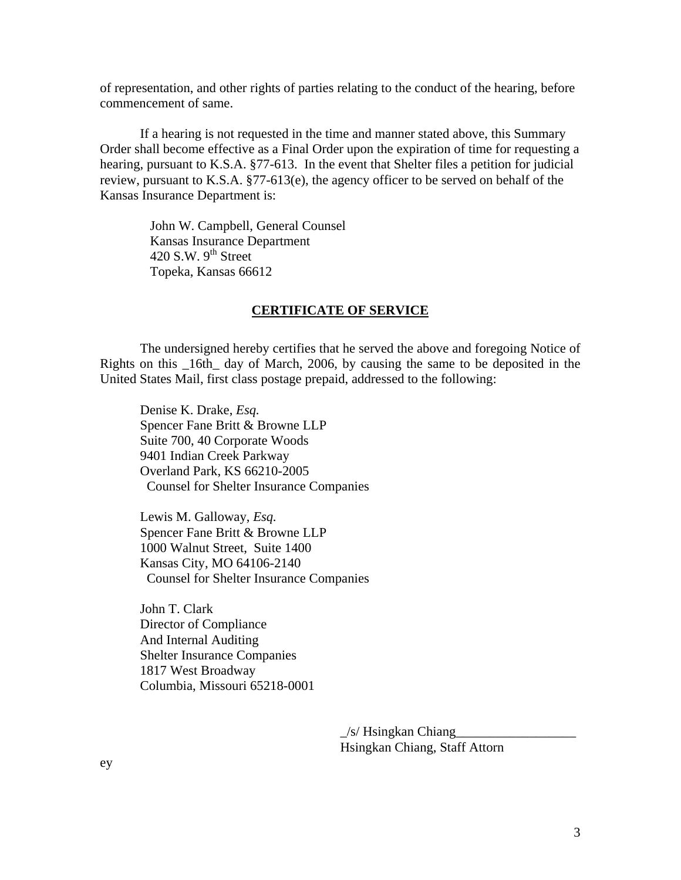of representation, and other rights of parties relating to the conduct of the hearing, before commencement of same.

If a hearing is not requested in the time and manner stated above, this Summary Order shall become effective as a Final Order upon the expiration of time for requesting a hearing, pursuant to K.S.A. §77-613. In the event that Shelter files a petition for judicial review, pursuant to K.S.A. §77-613(e), the agency officer to be served on behalf of the Kansas Insurance Department is:

John W. Campbell, General Counsel
Kansas Insurance Department
420 S.W. 9th Street
Topeka, Kansas 66612

## CERTIFICATE OF SERVICE

The undersigned hereby certifies that he served the above and foregoing Notice of Rights on this _16th_ day of March, 2006, by causing the same to be deposited in the United States Mail, first class postage prepaid, addressed to the following:

Denise K. Drake, *Esq.*
Spencer Fane Britt & Browne LLP
Suite 700, 40 Corporate Woods
9401 Indian Creek Parkway
Overland Park, KS 66210-2005
Counsel for Shelter Insurance Companies

Lewis M. Galloway, *Esq.*
Spencer Fane Britt & Browne LLP
1000 Walnut Street, Suite 1400
Kansas City, MO 64106-2140
Counsel for Shelter Insurance Companies

John T. Clark
Director of Compliance
And Internal Auditing
Shelter Insurance Companies
1817 West Broadway
Columbia, Missouri 65218-0001

_/s/ Hsingkan Chiang__________________
Hsingkan Chiang, Staff Attorn

ey